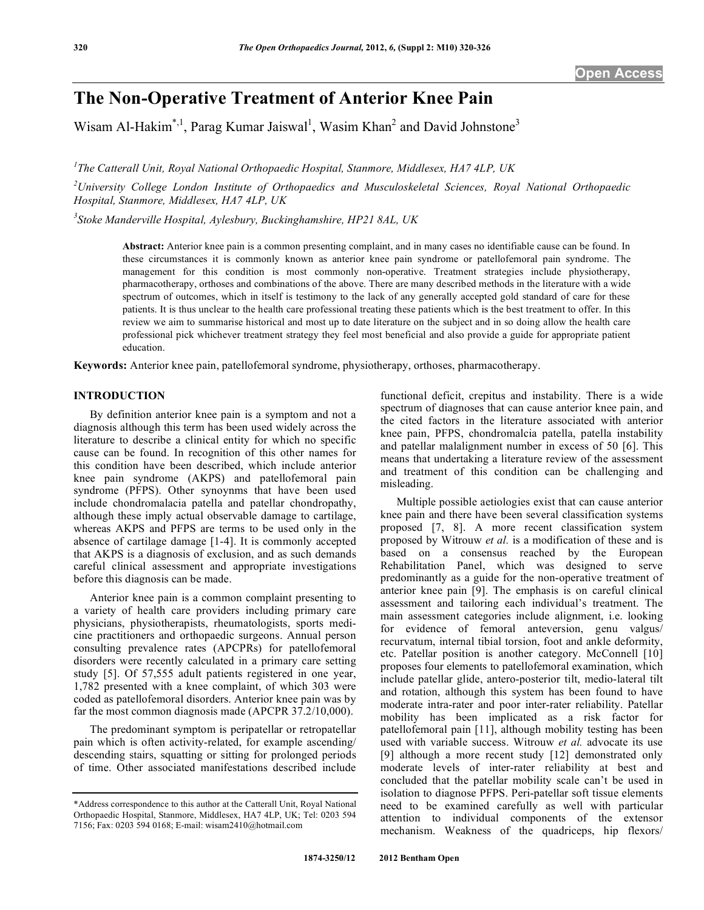# The Non-Operative Treatment of Anterior Knee Pain

Wisam Al-Hakim[*,1], Parag Kumar Jaiswal[1], Wasim Khan[2] and David Johnstone[3]

[1]The Catterall Unit, Royal National Orthopaedic Hospital, Stanmore, Middlesex, HA7 4LP, UK

[2]University College London Institute of Orthopaedics and Musculoskeletal Sciences, Royal National Orthopaedic Hospital, Stanmore, Middlesex, HA7 4LP, UK

[3]Stoke Manderville Hospital, Aylesbury, Buckinghamshire, HP21 8AL, UK

**Abstract:** Anterior knee pain is a common presenting complaint, and in many cases no identifiable cause can be found. In these circumstances it is commonly known as anterior knee pain syndrome or patellofemoral pain syndrome. The management for this condition is most commonly non-operative. Treatment strategies include physiotherapy, pharmacotherapy, orthoses and combinations of the above. There are many described methods in the literature with a wide spectrum of outcomes, which in itself is testimony to the lack of any generally accepted gold standard of care for these patients. It is thus unclear to the health care professional treating these patients which is the best treatment to offer. In this review we aim to summarise historical and most up to date literature on the subject and in so doing allow the health care professional pick whichever treatment strategy they feel most beneficial and also provide a guide for appropriate patient education.

**Keywords:** Anterior knee pain, patellofemoral syndrome, physiotherapy, orthoses, pharmacotherapy.

## INTRODUCTION

By definition anterior knee pain is a symptom and not a diagnosis although this term has been used widely across the literature to describe a clinical entity for which no specific cause can be found. In recognition of this other names for this condition have been described, which include anterior knee pain syndrome (AKPS) and patellofemoral pain syndrome (PFPS). Other synoynms that have been used include chondromalacia patella and patellar chondropathy, although these imply actual observable damage to cartilage, whereas AKPS and PFPS are terms to be used only in the absence of cartilage damage [1-4]. It is commonly accepted that AKPS is a diagnosis of exclusion, and as such demands careful clinical assessment and appropriate investigations before this diagnosis can be made.

Anterior knee pain is a common complaint presenting to a variety of health care providers including primary care physicians, physiotherapists, rheumatologists, sports medicine practitioners and orthopaedic surgeons. Annual person consulting prevalence rates (APCPRs) for patellofemoral disorders were recently calculated in a primary care setting study [5]. Of 57,555 adult patients registered in one year, 1,782 presented with a knee complaint, of which 303 were coded as patellofemoral disorders. Anterior knee pain was by far the most common diagnosis made (APCPR 37.2/10,000).

The predominant symptom is peripatellar or retropatellar pain which is often activity-related, for example ascending/descending stairs, squatting or sitting for prolonged periods of time. Other associated manifestations described include functional deficit, crepitus and instability. There is a wide spectrum of diagnoses that can cause anterior knee pain, and the cited factors in the literature associated with anterior knee pain, PFPS, chondromalcia patella, patella instability and patellar malalignment number in excess of 50 [6]. This means that undertaking a literature review of the assessment and treatment of this condition can be challenging and misleading.

Multiple possible aetiologies exist that can cause anterior knee pain and there have been several classification systems proposed [7, 8]. A more recent classification system proposed by Witrouw *et al.* is a modification of these and is based on a consensus reached by the European Rehabilitation Panel, which was designed to serve predominantly as a guide for the non-operative treatment of anterior knee pain [9]. The emphasis is on careful clinical assessment and tailoring each individual's treatment. The main assessment categories include alignment, i.e. looking for evidence of femoral anteversion, genu valgus/recurvatum, internal tibial torsion, foot and ankle deformity, etc. Patellar position is another category. McConnell [10] proposes four elements to patellofemoral examination, which include patellar glide, antero-posterior tilt, medio-lateral tilt and rotation, although this system has been found to have moderate intra-rater and poor inter-rater reliability. Patellar mobility has been implicated as a risk factor for patellofemoral pain [11], although mobility testing has been used with variable success. Witrouw *et al.* advocate its use [9] although a more recent study [12] demonstrated only moderate levels of inter-rater reliability at best and concluded that the patellar mobility scale can't be used in isolation to diagnose PFPS. Peri-patellar soft tissue elements need to be examined carefully as well with particular attention to individual components of the extensor mechanism. Weakness of the quadriceps, hip flexors/

*Address correspondence to this author at the Catterall Unit, Royal National Orthopaedic Hospital, Stanmore, Middlesex, HA7 4LP, UK; Tel: 0203 594 7156; Fax: 0203 594 0168; E-mail: wisam2410@hotmail.com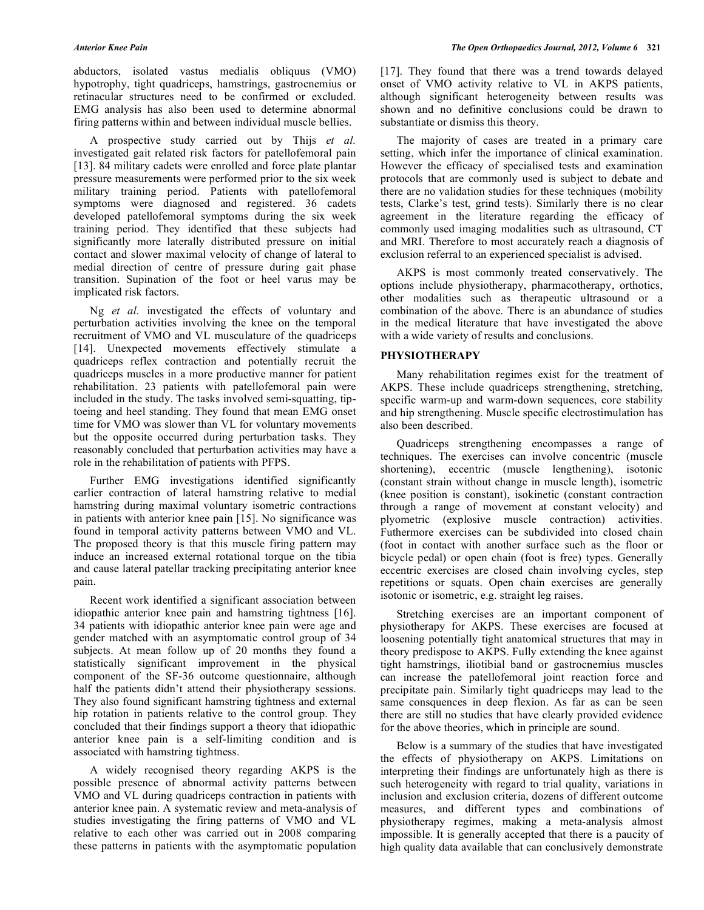abductors, isolated vastus medialis obliquus (VMO) hypotrophy, tight quadriceps, hamstrings, gastrocnemius or retinacular structures need to be confirmed or excluded. EMG analysis has also been used to determine abnormal firing patterns within and between individual muscle bellies.

A prospective study carried out by Thijs *et al.* investigated gait related risk factors for patellofemoral pain [13]. 84 military cadets were enrolled and force plate plantar pressure measurements were performed prior to the six week military training period. Patients with patellofemoral symptoms were diagnosed and registered. 36 cadets developed patellofemoral symptoms during the six week training period. They identified that these subjects had significantly more laterally distributed pressure on initial contact and slower maximal velocity of change of lateral to medial direction of centre of pressure during gait phase transition. Supination of the foot or heel varus may be implicated risk factors.

Ng *et al.* investigated the effects of voluntary and perturbation activities involving the knee on the temporal recruitment of VMO and VL musculature of the quadriceps [14]. Unexpected movements effectively stimulate a quadriceps reflex contraction and potentially recruit the quadriceps muscles in a more productive manner for patient rehabilitation. 23 patients with patellofemoral pain were included in the study. The tasks involved semi-squatting, tip-toeing and heel standing. They found that mean EMG onset time for VMO was slower than VL for voluntary movements but the opposite occurred during perturbation tasks. They reasonably concluded that perturbation activities may have a role in the rehabilitation of patients with PFPS.

Further EMG investigations identified significantly earlier contraction of lateral hamstring relative to medial hamstring during maximal voluntary isometric contractions in patients with anterior knee pain [15]. No significance was found in temporal activity patterns between VMO and VL. The proposed theory is that this muscle firing pattern may induce an increased external rotational torque on the tibia and cause lateral patellar tracking precipitating anterior knee pain.

Recent work identified a significant association between idiopathic anterior knee pain and hamstring tightness [16]. 34 patients with idiopathic anterior knee pain were age and gender matched with an asymptomatic control group of 34 subjects. At mean follow up of 20 months they found a statistically significant improvement in the physical component of the SF-36 outcome questionnaire, although half the patients didn't attend their physiotherapy sessions. They also found significant hamstring tightness and external hip rotation in patients relative to the control group. They concluded that their findings support a theory that idiopathic anterior knee pain is a self-limiting condition and is associated with hamstring tightness.

A widely recognised theory regarding AKPS is the possible presence of abnormal activity patterns between VMO and VL during quadriceps contraction in patients with anterior knee pain. A systematic review and meta-analysis of studies investigating the firing patterns of VMO and VL relative to each other was carried out in 2008 comparing these patterns in patients with the asymptomatic population [17]. They found that there was a trend towards delayed onset of VMO activity relative to VL in AKPS patients, although significant heterogeneity between results was shown and no definitive conclusions could be drawn to substantiate or dismiss this theory.

The majority of cases are treated in a primary care setting, which infer the importance of clinical examination. However the efficacy of specialised tests and examination protocols that are commonly used is subject to debate and there are no validation studies for these techniques (mobility tests, Clarke's test, grind tests). Similarly there is no clear agreement in the literature regarding the efficacy of commonly used imaging modalities such as ultrasound, CT and MRI. Therefore to most accurately reach a diagnosis of exclusion referral to an experienced specialist is advised.

AKPS is most commonly treated conservatively. The options include physiotherapy, pharmacotherapy, orthotics, other modalities such as therapeutic ultrasound or a combination of the above. There is an abundance of studies in the medical literature that have investigated the above with a wide variety of results and conclusions.

## PHYSIOTHERAPY

Many rehabilitation regimes exist for the treatment of AKPS. These include quadriceps strengthening, stretching, specific warm-up and warm-down sequences, core stability and hip strengthening. Muscle specific electrostimulation has also been described.

Quadriceps strengthening encompasses a range of techniques. The exercises can involve concentric (muscle shortening), eccentric (muscle lengthening), isotonic (constant strain without change in muscle length), isometric (knee position is constant), isokinetic (constant contraction through a range of movement at constant velocity) and plyometric (explosive muscle contraction) activities. Futhermore exercises can be subdivided into closed chain (foot in contact with another surface such as the floor or bicycle pedal) or open chain (foot is free) types. Generally eccentric exercises are closed chain involving cycles, step repetitions or squats. Open chain exercises are generally isotonic or isometric, e.g. straight leg raises.

Stretching exercises are an important component of physiotherapy for AKPS. These exercises are focused at loosening potentially tight anatomical structures that may in theory predispose to AKPS. Fully extending the knee against tight hamstrings, iliotibial band or gastrocnemius muscles can increase the patellofemoral joint reaction force and precipitate pain. Similarly tight quadriceps may lead to the same consquences in deep flexion. As far as can be seen there are still no studies that have clearly provided evidence for the above theories, which in principle are sound.

Below is a summary of the studies that have investigated the effects of physiotherapy on AKPS. Limitations on interpreting their findings are unfortunately high as there is such heterogeneity with regard to trial quality, variations in inclusion and exclusion criteria, dozens of different outcome measures, and different types and combinations of physiotherapy regimes, making a meta-analysis almost impossible. It is generally accepted that there is a paucity of high quality data available that can conclusively demonstrate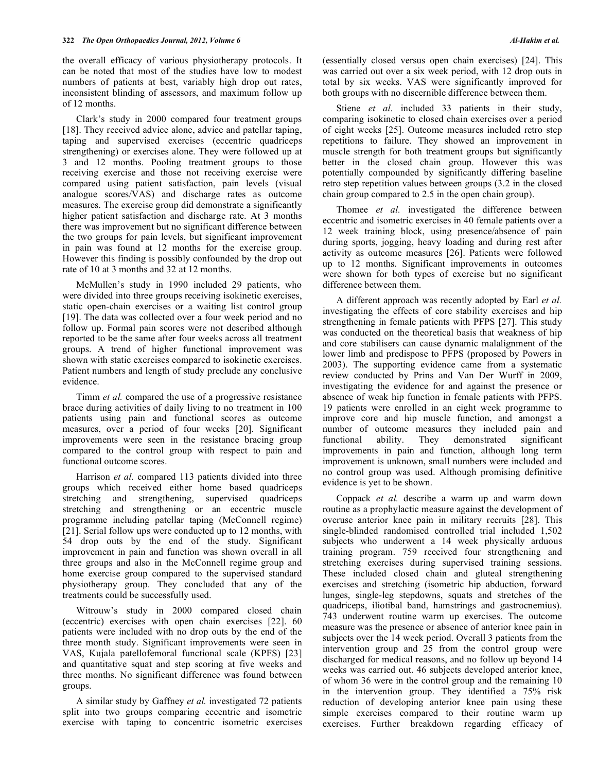the overall efficacy of various physiotherapy protocols. It can be noted that most of the studies have low to modest numbers of patients at best, variably high drop out rates, inconsistent blinding of assessors, and maximum follow up of 12 months.

Clark's study in 2000 compared four treatment groups [18]. They received advice alone, advice and patellar taping, taping and supervised exercises (eccentric quadriceps strengthening) or exercises alone. They were followed up at 3 and 12 months. Pooling treatment groups to those receiving exercise and those not receiving exercise were compared using patient satisfaction, pain levels (visual analogue scores/VAS) and discharge rates as outcome measures. The exercise group did demonstrate a significantly higher patient satisfaction and discharge rate. At 3 months there was improvement but no significant difference between the two groups for pain levels, but significant improvement in pain was found at 12 months for the exercise group. However this finding is possibly confounded by the drop out rate of 10 at 3 months and 32 at 12 months.

McMullen's study in 1990 included 29 patients, who were divided into three groups receiving isokinetic exercises, static open-chain exercises or a waiting list control group [19]. The data was collected over a four week period and no follow up. Formal pain scores were not described although reported to be the same after four weeks across all treatment groups. A trend of higher functional improvement was shown with static exercises compared to isokinetic exercises. Patient numbers and length of study preclude any conclusive evidence.

Timm *et al.* compared the use of a progressive resistance brace during activities of daily living to no treatment in 100 patients using pain and functional scores as outcome measures, over a period of four weeks [20]. Significant improvements were seen in the resistance bracing group compared to the control group with respect to pain and functional outcome scores.

Harrison *et al.* compared 113 patients divided into three groups which received either home based quadriceps stretching and strengthening, supervised quadriceps stretching and strengthening or an eccentric muscle programme including patellar taping (McConnell regime) [21]. Serial follow ups were conducted up to 12 months, with 54 drop outs by the end of the study. Significant improvement in pain and function was shown overall in all three groups and also in the McConnell regime group and home exercise group compared to the supervised standard physiotherapy group. They concluded that any of the treatments could be successfully used.

Witrouw's study in 2000 compared closed chain (eccentric) exercises with open chain exercises [22]. 60 patients were included with no drop outs by the end of the three month study. Significant improvements were seen in VAS, Kujala patellofemoral functional scale (KPFS) [23] and quantitative squat and step scoring at five weeks and three months. No significant difference was found between groups.

A similar study by Gaffney *et al.* investigated 72 patients split into two groups comparing eccentric and isometric exercise with taping to concentric isometric exercises (essentially closed versus open chain exercises) [24]. This was carried out over a six week period, with 12 drop outs in total by six weeks. VAS were significantly improved for both groups with no discernible difference between them.

Stiene *et al.* included 33 patients in their study, comparing isokinetic to closed chain exercises over a period of eight weeks [25]. Outcome measures included retro step repetitions to failure. They showed an improvement in muscle strength for both treatment groups but significantly better in the closed chain group. However this was potentially compounded by significantly differing baseline retro step repetition values between groups (3.2 in the closed chain group compared to 2.5 in the open chain group).

Thomee *et al.* investigated the difference between eccentric and isometric exercises in 40 female patients over a 12 week training block, using presence/absence of pain during sports, jogging, heavy loading and during rest after activity as outcome measures [26]. Patients were followed up to 12 months. Significant improvements in outcomes were shown for both types of exercise but no significant difference between them.

A different approach was recently adopted by Earl *et al.* investigating the effects of core stability exercises and hip strengthening in female patients with PFPS [27]. This study was conducted on the theoretical basis that weakness of hip and core stabilisers can cause dynamic malalignment of the lower limb and predispose to PFPS (proposed by Powers in 2003). The supporting evidence came from a systematic review conducted by Prins and Van Der Wurff in 2009, investigating the evidence for and against the presence or absence of weak hip function in female patients with PFPS. 19 patients were enrolled in an eight week programme to improve core and hip muscle function, and amongst a number of outcome measures they included pain and functional ability. They demonstrated significant improvements in pain and function, although long term improvement is unknown, small numbers were included and no control group was used. Although promising definitive evidence is yet to be shown.

Coppack *et al.* describe a warm up and warm down routine as a prophylactic measure against the development of overuse anterior knee pain in military recruits [28]. This single-blinded randomised controlled trial included 1,502 subjects who underwent a 14 week physically arduous training program. 759 received four strengthening and stretching exercises during supervised training sessions. These included closed chain and gluteal strengthening exercises and stretching (isometric hip abduction, forward lunges, single-leg stepdowns, squats and stretches of the quadriceps, iliotibial band, hamstrings and gastrocnemius). 743 underwent routine warm up exercises. The outcome measure was the presence or absence of anterior knee pain in subjects over the 14 week period. Overall 3 patients from the intervention group and 25 from the control group were discharged for medical reasons, and no follow up beyond 14 weeks was carried out. 46 subjects developed anterior knee, of whom 36 were in the control group and the remaining 10 in the intervention group. They identified a 75% risk reduction of developing anterior knee pain using these simple exercises compared to their routine warm up exercises. Further breakdown regarding efficacy of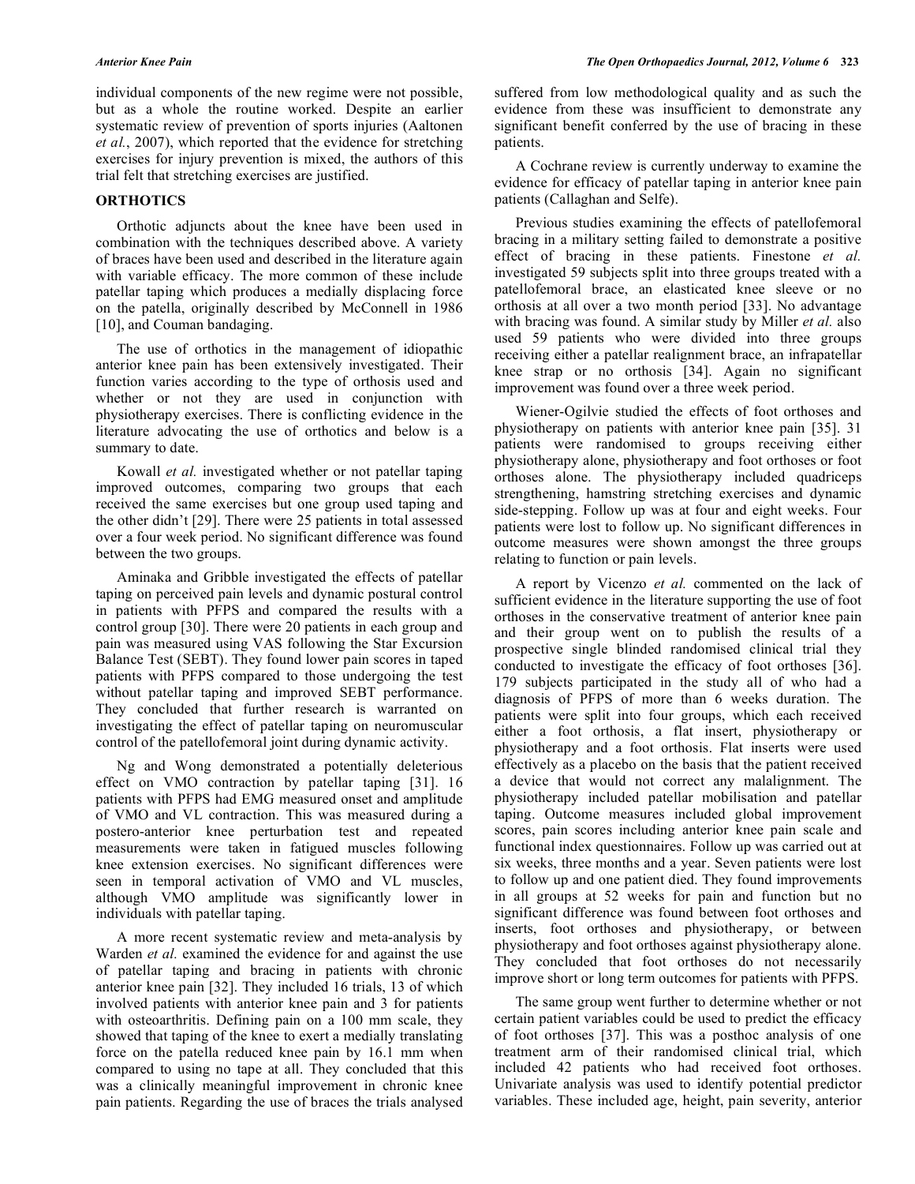individual components of the new regime were not possible, but as a whole the routine worked. Despite an earlier systematic review of prevention of sports injuries (Aaltonen *et al.*, 2007), which reported that the evidence for stretching exercises for injury prevention is mixed, the authors of this trial felt that stretching exercises are justified.

## ORTHOTICS

Orthotic adjuncts about the knee have been used in combination with the techniques described above. A variety of braces have been used and described in the literature again with variable efficacy. The more common of these include patellar taping which produces a medially displacing force on the patella, originally described by McConnell in 1986 [10], and Couman bandaging.

The use of orthotics in the management of idiopathic anterior knee pain has been extensively investigated. Their function varies according to the type of orthosis used and whether or not they are used in conjunction with physiotherapy exercises. There is conflicting evidence in the literature advocating the use of orthotics and below is a summary to date.

Kowall *et al.* investigated whether or not patellar taping improved outcomes, comparing two groups that each received the same exercises but one group used taping and the other didn't [29]. There were 25 patients in total assessed over a four week period. No significant difference was found between the two groups.

Aminaka and Gribble investigated the effects of patellar taping on perceived pain levels and dynamic postural control in patients with PFPS and compared the results with a control group [30]. There were 20 patients in each group and pain was measured using VAS following the Star Excursion Balance Test (SEBT). They found lower pain scores in taped patients with PFPS compared to those undergoing the test without patellar taping and improved SEBT performance. They concluded that further research is warranted on investigating the effect of patellar taping on neuromuscular control of the patellofemoral joint during dynamic activity.

Ng and Wong demonstrated a potentially deleterious effect on VMO contraction by patellar taping [31]. 16 patients with PFPS had EMG measured onset and amplitude of VMO and VL contraction. This was measured during a postero-anterior knee perturbation test and repeated measurements were taken in fatigued muscles following knee extension exercises. No significant differences were seen in temporal activation of VMO and VL muscles, although VMO amplitude was significantly lower in individuals with patellar taping.

A more recent systematic review and meta-analysis by Warden *et al.* examined the evidence for and against the use of patellar taping and bracing in patients with chronic anterior knee pain [32]. They included 16 trials, 13 of which involved patients with anterior knee pain and 3 for patients with osteoarthritis. Defining pain on a 100 mm scale, they showed that taping of the knee to exert a medially translating force on the patella reduced knee pain by 16.1 mm when compared to using no tape at all. They concluded that this was a clinically meaningful improvement in chronic knee pain patients. Regarding the use of braces the trials analysed suffered from low methodological quality and as such the evidence from these was insufficient to demonstrate any significant benefit conferred by the use of bracing in these patients.

A Cochrane review is currently underway to examine the evidence for efficacy of patellar taping in anterior knee pain patients (Callaghan and Selfe).

Previous studies examining the effects of patellofemoral bracing in a military setting failed to demonstrate a positive effect of bracing in these patients. Finestone *et al.* investigated 59 subjects split into three groups treated with a patellofemoral brace, an elasticated knee sleeve or no orthosis at all over a two month period [33]. No advantage with bracing was found. A similar study by Miller *et al.* also used 59 patients who were divided into three groups receiving either a patellar realignment brace, an infrapatellar knee strap or no orthosis [34]. Again no significant improvement was found over a three week period.

Wiener-Ogilvie studied the effects of foot orthoses and physiotherapy on patients with anterior knee pain [35]. 31 patients were randomised to groups receiving either physiotherapy alone, physiotherapy and foot orthoses or foot orthoses alone. The physiotherapy included quadriceps strengthening, hamstring stretching exercises and dynamic side-stepping. Follow up was at four and eight weeks. Four patients were lost to follow up. No significant differences in outcome measures were shown amongst the three groups relating to function or pain levels.

A report by Vicenzo *et al.* commented on the lack of sufficient evidence in the literature supporting the use of foot orthoses in the conservative treatment of anterior knee pain and their group went on to publish the results of a prospective single blinded randomised clinical trial they conducted to investigate the efficacy of foot orthoses [36]. 179 subjects participated in the study all of who had a diagnosis of PFPS of more than 6 weeks duration. The patients were split into four groups, which each received either a foot orthosis, a flat insert, physiotherapy or physiotherapy and a foot orthosis. Flat inserts were used effectively as a placebo on the basis that the patient received a device that would not correct any malalignment. The physiotherapy included patellar mobilisation and patellar taping. Outcome measures included global improvement scores, pain scores including anterior knee pain scale and functional index questionnaires. Follow up was carried out at six weeks, three months and a year. Seven patients were lost to follow up and one patient died. They found improvements in all groups at 52 weeks for pain and function but no significant difference was found between foot orthoses and inserts, foot orthoses and physiotherapy, or between physiotherapy and foot orthoses against physiotherapy alone. They concluded that foot orthoses do not necessarily improve short or long term outcomes for patients with PFPS.

The same group went further to determine whether or not certain patient variables could be used to predict the efficacy of foot orthoses [37]. This was a posthoc analysis of one treatment arm of their randomised clinical trial, which included 42 patients who had received foot orthoses. Univariate analysis was used to identify potential predictor variables. These included age, height, pain severity, anterior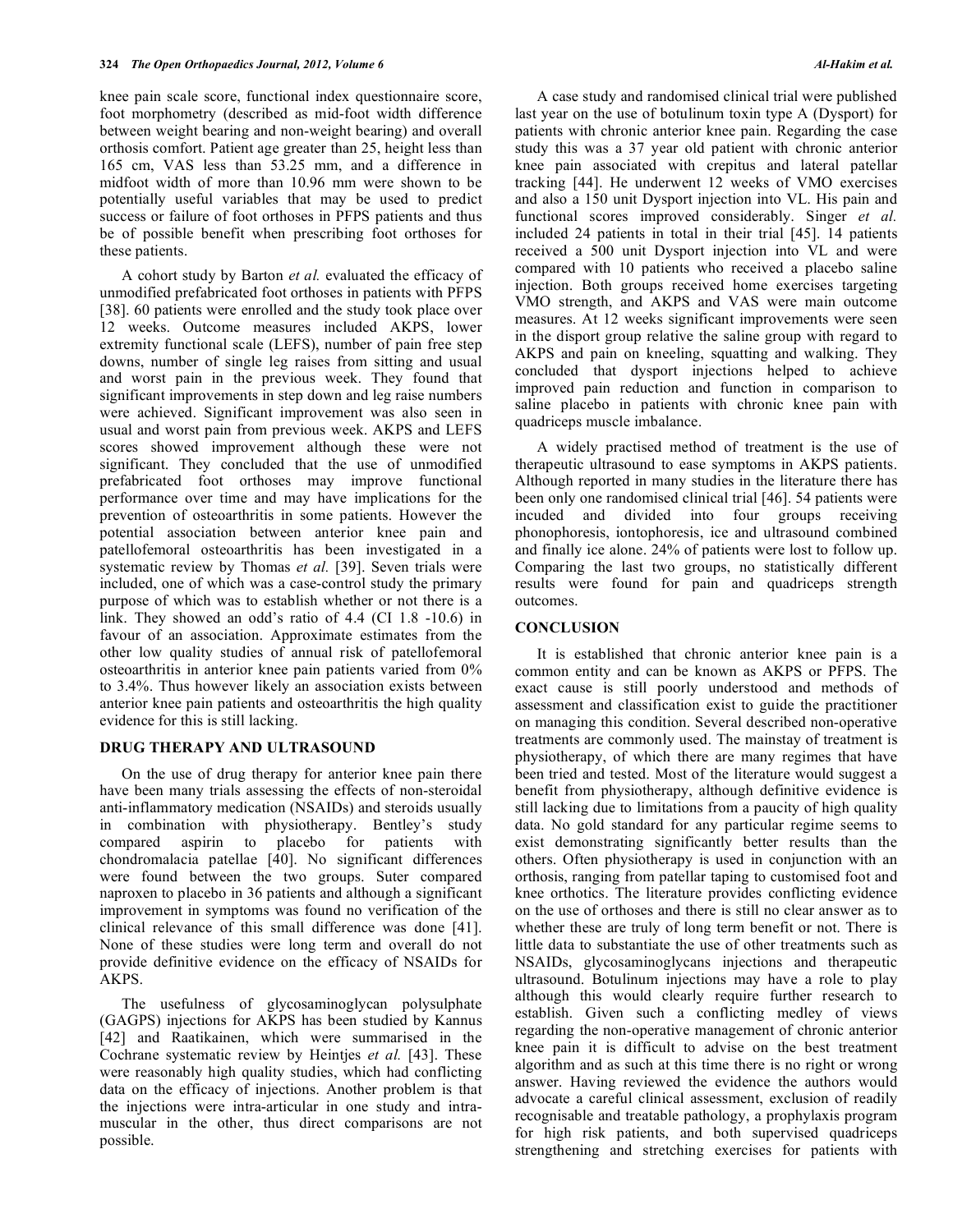knee pain scale score, functional index questionnaire score, foot morphometry (described as mid-foot width difference between weight bearing and non-weight bearing) and overall orthosis comfort. Patient age greater than 25, height less than 165 cm, VAS less than 53.25 mm, and a difference in midfoot width of more than 10.96 mm were shown to be potentially useful variables that may be used to predict success or failure of foot orthoses in PFPS patients and thus be of possible benefit when prescribing foot orthoses for these patients.

A cohort study by Barton *et al.* evaluated the efficacy of unmodified prefabricated foot orthoses in patients with PFPS [38]. 60 patients were enrolled and the study took place over 12 weeks. Outcome measures included AKPS, lower extremity functional scale (LEFS), number of pain free step downs, number of single leg raises from sitting and usual and worst pain in the previous week. They found that significant improvements in step down and leg raise numbers were achieved. Significant improvement was also seen in usual and worst pain from previous week. AKPS and LEFS scores showed improvement although these were not significant. They concluded that the use of unmodified prefabricated foot orthoses may improve functional performance over time and may have implications for the prevention of osteoarthritis in some patients. However the potential association between anterior knee pain and patellofemoral osteoarthritis has been investigated in a systematic review by Thomas *et al.* [39]. Seven trials were included, one of which was a case-control study the primary purpose of which was to establish whether or not there is a link. They showed an odd's ratio of 4.4 (CI 1.8 -10.6) in favour of an association. Approximate estimates from the other low quality studies of annual risk of patellofemoral osteoarthritis in anterior knee pain patients varied from 0% to 3.4%. Thus however likely an association exists between anterior knee pain patients and osteoarthritis the high quality evidence for this is still lacking.

## DRUG THERAPY AND ULTRASOUND

On the use of drug therapy for anterior knee pain there have been many trials assessing the effects of non-steroidal anti-inflammatory medication (NSAIDs) and steroids usually in combination with physiotherapy. Bentley's study compared aspirin to placebo for patients with chondromalacia patellae [40]. No significant differences were found between the two groups. Suter compared naproxen to placebo in 36 patients and although a significant improvement in symptoms was found no verification of the clinical relevance of this small difference was done [41]. None of these studies were long term and overall do not provide definitive evidence on the efficacy of NSAIDs for AKPS.

The usefulness of glycosaminoglycan polysulphate (GAGPS) injections for AKPS has been studied by Kannus [42] and Raatikainen, which were summarised in the Cochrane systematic review by Heintjes *et al.* [43]. These were reasonably high quality studies, which had conflicting data on the efficacy of injections. Another problem is that the injections were intra-articular in one study and intra-muscular in the other, thus direct comparisons are not possible.

A case study and randomised clinical trial were published last year on the use of botulinum toxin type A (Dysport) for patients with chronic anterior knee pain. Regarding the case study this was a 37 year old patient with chronic anterior knee pain associated with crepitus and lateral patellar tracking [44]. He underwent 12 weeks of VMO exercises and also a 150 unit Dysport injection into VL. His pain and functional scores improved considerably. Singer *et al.* included 24 patients in total in their trial [45]. 14 patients received a 500 unit Dysport injection into VL and were compared with 10 patients who received a placebo saline injection. Both groups received home exercises targeting VMO strength, and AKPS and VAS were main outcome measures. At 12 weeks significant improvements were seen in the disport group relative the saline group with regard to AKPS and pain on kneeling, squatting and walking. They concluded that dysport injections helped to achieve improved pain reduction and function in comparison to saline placebo in patients with chronic knee pain with quadriceps muscle imbalance.

A widely practised method of treatment is the use of therapeutic ultrasound to ease symptoms in AKPS patients. Although reported in many studies in the literature there has been only one randomised clinical trial [46]. 54 patients were incuded and divided into four groups receiving phonophoresis, iontophoresis, ice and ultrasound combined and finally ice alone. 24% of patients were lost to follow up. Comparing the last two groups, no statistically different results were found for pain and quadriceps strength outcomes.

## CONCLUSION

It is established that chronic anterior knee pain is a common entity and can be known as AKPS or PFPS. The exact cause is still poorly understood and methods of assessment and classification exist to guide the practitioner on managing this condition. Several described non-operative treatments are commonly used. The mainstay of treatment is physiotherapy, of which there are many regimes that have been tried and tested. Most of the literature would suggest a benefit from physiotherapy, although definitive evidence is still lacking due to limitations from a paucity of high quality data. No gold standard for any particular regime seems to exist demonstrating significantly better results than the others. Often physiotherapy is used in conjunction with an orthosis, ranging from patellar taping to customised foot and knee orthotics. The literature provides conflicting evidence on the use of orthoses and there is still no clear answer as to whether these are truly of long term benefit or not. There is little data to substantiate the use of other treatments such as NSAIDs, glycosaminoglycans injections and therapeutic ultrasound. Botulinum injections may have a role to play although this would clearly require further research to establish. Given such a conflicting medley of views regarding the non-operative management of chronic anterior knee pain it is difficult to advise on the best treatment algorithm and as such at this time there is no right or wrong answer. Having reviewed the evidence the authors would advocate a careful clinical assessment, exclusion of readily recognisable and treatable pathology, a prophylaxis program for high risk patients, and both supervised quadriceps strengthening and stretching exercises for patients with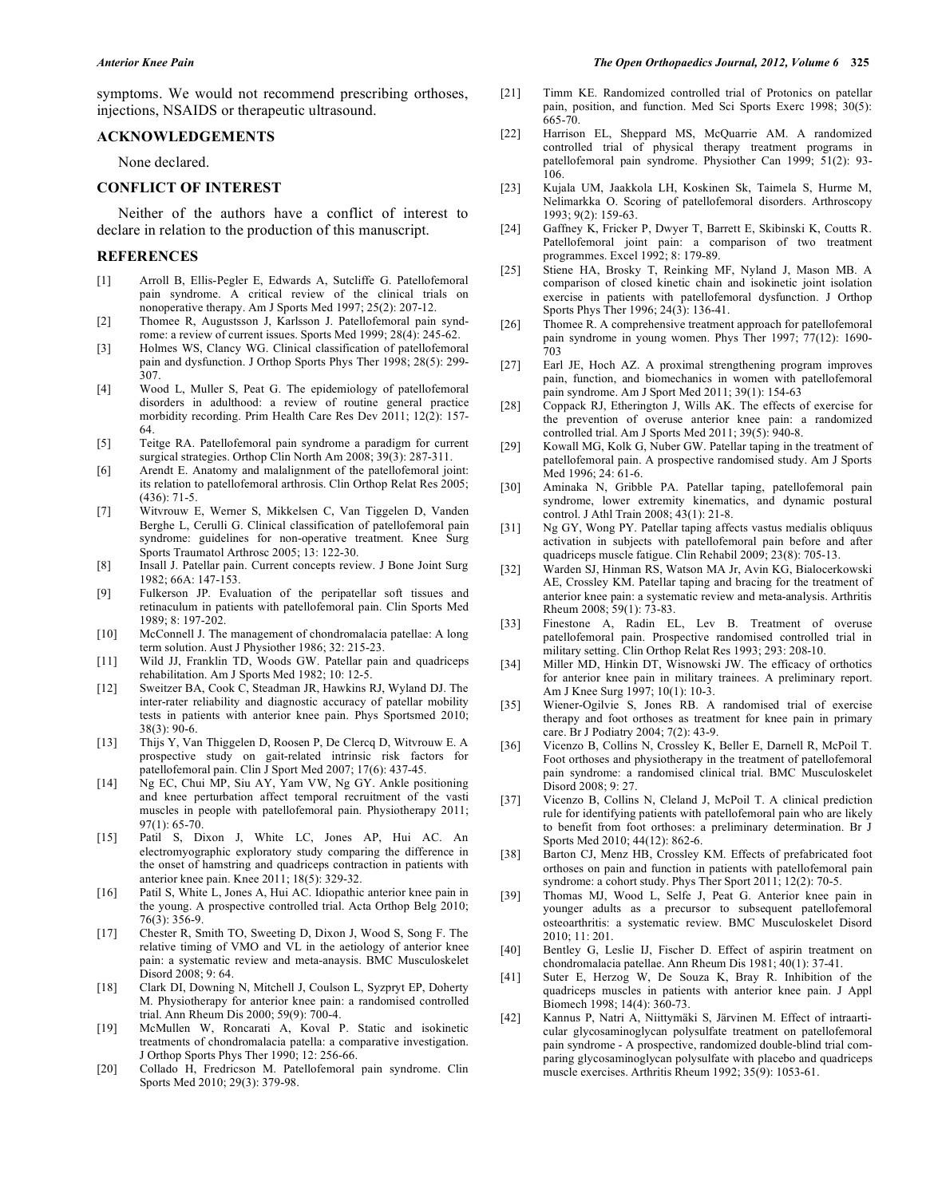symptoms. We would not recommend prescribing orthoses, injections, NSAIDS or therapeutic ultrasound.

## ACKNOWLEDGEMENTS

None declared.

## CONFLICT OF INTEREST

Neither of the authors have a conflict of interest to declare in relation to the production of this manuscript.

## REFERENCES

[1] Arroll B, Ellis-Pegler E, Edwards A, Sutcliffe G. Patellofemoral pain syndrome. A critical review of the clinical trials on nonoperative therapy. Am J Sports Med 1997; 25(2): 207-12.

[2] Thomee R, Augustsson J, Karlsson J. Patellofemoral pain syndrome: a review of current issues. Sports Med 1999; 28(4): 245-62.

[3] Holmes WS, Clancy WG. Clinical classification of patellofemoral pain and dysfunction. J Orthop Sports Phys Ther 1998; 28(5): 299-307.

[4] Wood L, Muller S, Peat G. The epidemiology of patellofemoral disorders in adulthood: a review of routine general practice morbidity recording. Prim Health Care Res Dev 2011; 12(2): 157-64.

[5] Teitge RA. Patellofemoral pain syndrome a paradigm for current surgical strategies. Orthop Clin North Am 2008; 39(3): 287-311.

[6] Arendt E. Anatomy and malalignment of the patellofemoral joint: its relation to patellofemoral arthrosis. Clin Orthop Relat Res 2005; (436): 71-5.

[7] Witvrouw E, Werner S, Mikkelsen C, Van Tiggelen D, Vanden Berghe L, Cerulli G. Clinical classification of patellofemoral pain syndrome: guidelines for non-operative treatment. Knee Surg Sports Traumatol Arthrosc 2005; 13: 122-30.

[8] Insall J. Patellar pain. Current concepts review. J Bone Joint Surg 1982; 66A: 147-153.

[9] Fulkerson JP. Evaluation of the peripatellar soft tissues and retinaculum in patients with patellofemoral pain. Clin Sports Med 1989; 8: 197-202.

[10] McConnell J. The management of chondromalacia patellae: A long term solution. Aust J Physiother 1986; 32: 215-23.

[11] Wild JJ, Franklin TD, Woods GW. Patellar pain and quadriceps rehabilitation. Am J Sports Med 1982; 10: 12-5.

[12] Sweitzer BA, Cook C, Steadman JR, Hawkins RJ, Wyland DJ. The inter-rater reliability and diagnostic accuracy of patellar mobility tests in patients with anterior knee pain. Phys Sportsmed 2010; 38(3): 90-6.

[13] Thijs Y, Van Thiggelen D, Roosen P, De Clercq D, Witvrouw E. A prospective study on gait-related intrinsic risk factors for patellofemoral pain. Clin J Sport Med 2007; 17(6): 437-45.

[14] Ng EC, Chui MP, Siu AY, Yam VW, Ng GY. Ankle positioning and knee perturbation affect temporal recruitment of the vasti muscles in people with patellofemoral pain. Physiotherapy 2011; 97(1): 65-70.

[15] Patil S, Dixon J, White LC, Jones AP, Hui AC. An electromyographic exploratory study comparing the difference in the onset of hamstring and quadriceps contraction in patients with anterior knee pain. Knee 2011; 18(5): 329-32.

[16] Patil S, White L, Jones A, Hui AC. Idiopathic anterior knee pain in the young. A prospective controlled trial. Acta Orthop Belg 2010; 76(3): 356-9.

[17] Chester R, Smith TO, Sweeting D, Dixon J, Wood S, Song F. The relative timing of VMO and VL in the aetiology of anterior knee pain: a systematic review and meta-anaysis. BMC Musculoskelet Disord 2008; 9: 64.

[18] Clark DI, Downing N, Mitchell J, Coulson L, Syzpryt EP, Doherty M. Physiotherapy for anterior knee pain: a randomised controlled trial. Ann Rheum Dis 2000; 59(9): 700-4.

[19] McMullen W, Roncarati A, Koval P. Static and isokinetic treatments of chondromalacia patella: a comparative investigation. J Orthop Sports Phys Ther 1990; 12: 256-66.

[20] Collado H, Fredricson M. Patellofemoral pain syndrome. Clin Sports Med 2010; 29(3): 379-98.

[21] Timm KE. Randomized controlled trial of Protonics on patellar pain, position, and function. Med Sci Sports Exerc 1998; 30(5): 665-70.

[22] Harrison EL, Sheppard MS, McQuarrie AM. A randomized controlled trial of physical therapy treatment programs in patellofemoral pain syndrome. Physiother Can 1999; 51(2): 93-106.

[23] Kujala UM, Jaakkola LH, Koskinen Sk, Taimela S, Hurme M, Nelimarkka O. Scoring of patellofemoral disorders. Arthroscopy 1993; 9(2): 159-63.

[24] Gaffney K, Fricker P, Dwyer T, Barrett E, Skibinski K, Coutts R. Patellofemoral joint pain: a comparison of two treatment programmes. Excel 1992; 8: 179-89.

[25] Stiene HA, Brosky T, Reinking MF, Nyland J, Mason MB. A comparison of closed kinetic chain and isokinetic joint isolation exercise in patients with patellofemoral dysfunction. J Orthop Sports Phys Ther 1996; 24(3): 136-41.

[26] Thomee R. A comprehensive treatment approach for patellofemoral pain syndrome in young women. Phys Ther 1997; 77(12): 1690-703

[27] Earl JE, Hoch AZ. A proximal strengthening program improves pain, function, and biomechanics in women with patellofemoral pain syndrome. Am J Sport Med 2011; 39(1): 154-63

[28] Coppack RJ, Etherington J, Wills AK. The effects of exercise for the prevention of overuse anterior knee pain: a randomized controlled trial. Am J Sports Med 2011; 39(5): 940-8.

[29] Kowall MG, Kolk G, Nuber GW. Patellar taping in the treatment of patellofemoral pain. A prospective randomised study. Am J Sports Med 1996; 24: 61-6.

[30] Aminaka N, Gribble PA. Patellar taping, patellofemoral pain syndrome, lower extremity kinematics, and dynamic postural control. J Athl Train 2008; 43(1): 21-8.

[31] Ng GY, Wong PY. Patellar taping affects vastus medialis obliquus activation in subjects with patellofemoral pain before and after quadriceps muscle fatigue. Clin Rehabil 2009; 23(8): 705-13.

[32] Warden SJ, Hinman RS, Watson MA Jr, Avin KG, Bialocerkowski AE, Crossley KM. Patellar taping and bracing for the treatment of anterior knee pain: a systematic review and meta-analysis. Arthritis Rheum 2008; 59(1): 73-83.

[33] Finestone A, Radin EL, Lev B. Treatment of overuse patellofemoral pain. Prospective randomised controlled trial in military setting. Clin Orthop Relat Res 1993; 293: 208-10.

[34] Miller MD, Hinkin DT, Wisnowski JW. The efficacy of orthotics for anterior knee pain in military trainees. A preliminary report. Am J Knee Surg 1997; 10(1): 10-3.

[35] Wiener-Ogilvie S, Jones RB. A randomised trial of exercise therapy and foot orthoses as treatment for knee pain in primary care. Br J Podiatry 2004; 7(2): 43-9.

[36] Vicenzo B, Collins N, Crossley K, Beller E, Darnell R, McPoil T. Foot orthoses and physiotherapy in the treatment of patellofemoral pain syndrome: a randomised clinical trial. BMC Musculoskelet Disord 2008; 9: 27.

[37] Vicenzo B, Collins N, Cleland J, McPoil T. A clinical prediction rule for identifying patients with patellofemoral pain who are likely to benefit from foot orthoses: a preliminary determination. Br J Sports Med 2010; 44(12): 862-6.

[38] Barton CJ, Menz HB, Crossley KM. Effects of prefabricated foot orthoses on pain and function in patients with patellofemoral pain syndrome: a cohort study. Phys Ther Sport 2011; 12(2): 70-5.

[39] Thomas MJ, Wood L, Selfe J, Peat G. Anterior knee pain in younger adults as a precursor to subsequent patellofemoral osteoarthritis: a systematic review. BMC Musculoskelet Disord 2010; 11: 201.

[40] Bentley G, Leslie IJ, Fischer D. Effect of aspirin treatment on chondromalacia patellae. Ann Rheum Dis 1981; 40(1): 37-41.

[41] Suter E, Herzog W, De Souza K, Bray R. Inhibition of the quadriceps muscles in patients with anterior knee pain. J Appl Biomech 1998; 14(4): 360-73.

[42] Kannus P, Natri A, Niittymäki S, Järvinen M. Effect of intraarticular glycosaminoglycan polysulfate treatment on patellofemoral pain syndrome - A prospective, randomized double-blind trial comparing glycosaminoglycan polysulfate with placebo and quadriceps muscle exercises. Arthritis Rheum 1992; 35(9): 1053-61.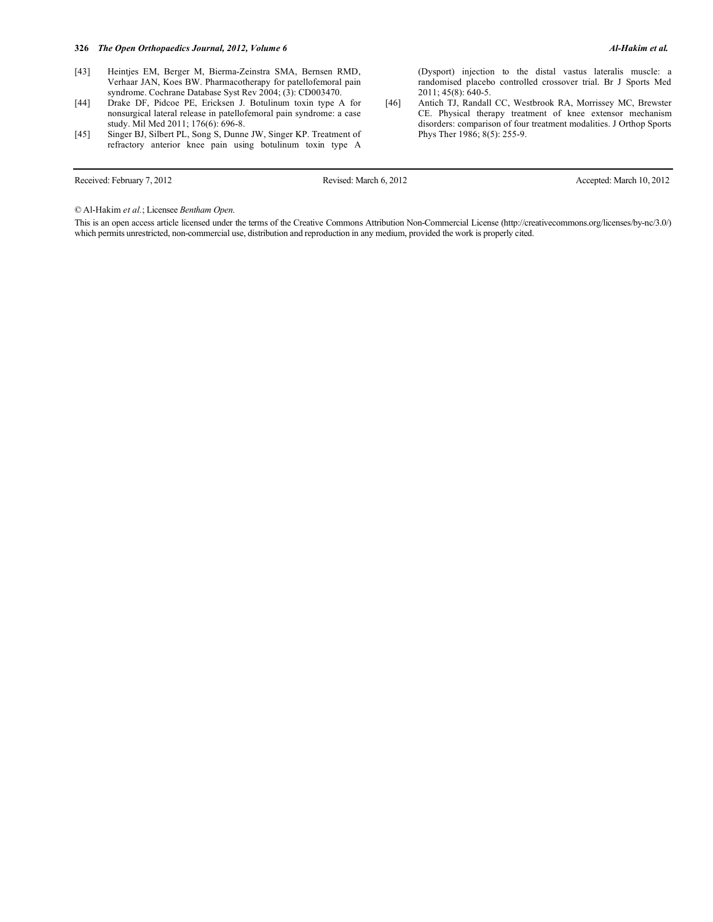[43] Heintjes EM, Berger M, Bierma-Zeinstra SMA, Bernsen RMD, Verhaar JAN, Koes BW. Pharmacotherapy for patellofemoral pain syndrome. Cochrane Database Syst Rev 2004; (3): CD003470.

[44] Drake DF, Pidcoe PE, Ericksen J. Botulinum toxin type A for nonsurgical lateral release in patellofemoral pain syndrome: a case study. Mil Med 2011; 176(6): 696-8.

[45] Singer BJ, Silbert PL, Song S, Dunne JW, Singer KP. Treatment of refractory anterior knee pain using botulinum toxin type A (Dysport) injection to the distal vastus lateralis muscle: a randomised placebo controlled crossover trial. Br J Sports Med 2011; 45(8): 640-5.

[46] Antich TJ, Randall CC, Westbrook RA, Morrissey MC, Brewster CE. Physical therapy treatment of knee extensor mechanism disorders: comparison of four treatment modalities. J Orthop Sports Phys Ther 1986; 8(5): 255-9.

Received: February 7, 2012 Revised: March 6, 2012 Accepted: March 10, 2012

© Al-Hakim *et al.*; Licensee *Bentham Open*.

This is an open access article licensed under the terms of the Creative Commons Attribution Non-Commercial License (http://creativecommons.org/licenses/by-nc/3.0/) which permits unrestricted, non-commercial use, distribution and reproduction in any medium, provided the work is properly cited.